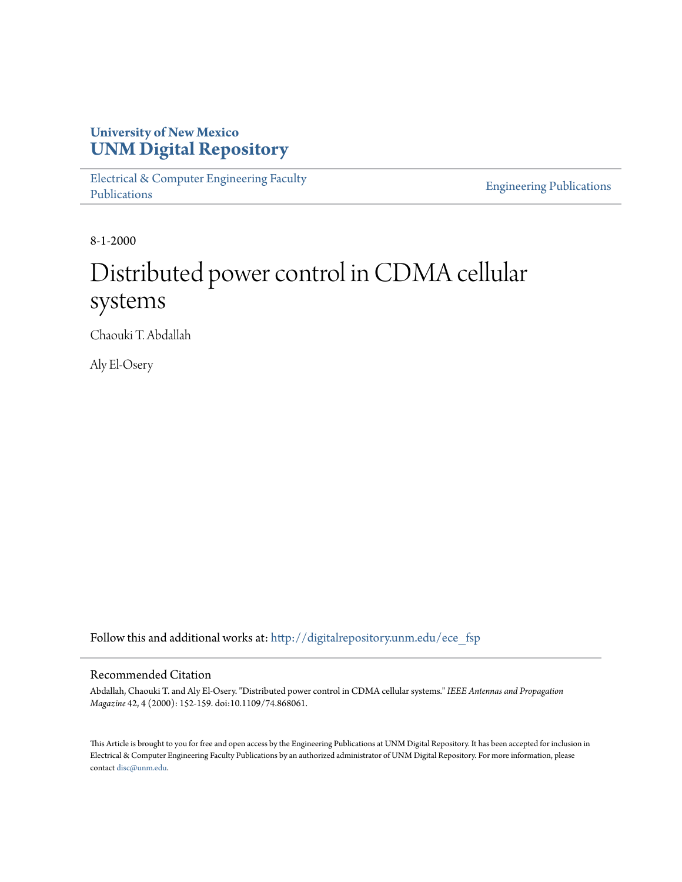University of New Mexico
**UNM Digital Repository**

Electrical & Computer Engineering Faculty Publications

Engineering Publications

8-1-2000

# Distributed power control in CDMA cellular systems

Chaouki T. Abdallah

Aly El-Osery

Follow this and additional works at: http://digitalrepository.unm.edu/ece_fsp

## Recommended Citation

Abdallah, Chaouki T. and Aly El-Osery. "Distributed power control in CDMA cellular systems." *IEEE Antennas and Propagation Magazine* 42, 4 (2000): 152-159. doi:10.1109/74.868061.

This Article is brought to you for free and open access by the Engineering Publications at UNM Digital Repository. It has been accepted for inclusion in Electrical & Computer Engineering Faculty Publications by an authorized administrator of UNM Digital Repository. For more information, please contact disc@unm.edu.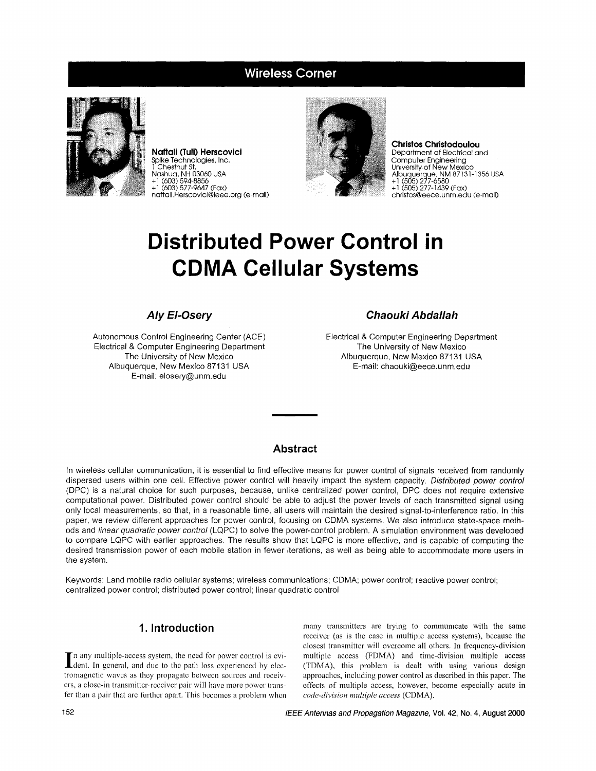## Wireless Corner

**Naftali (Tuli) Herscovici**
Spike Technologies, Inc.
1 Chestnut St.
Nashua, NH 03060 USA
+1 (603) 594-8856
+1 (603) 577-9647 (Fax)
naftali.Herscovici@ieee.org (e-mail)

**Christos Christodoulou**
Department of Electrical and Computer Engineering
University of New Mexico
Albuquerque, NM 87131-1356 USA
+1 (505) 277-6580
+1 (505) 277-1439 (Fax)
christos@eece.unm.edu (e-mail)

# Distributed Power Control in CDMA Cellular Systems

***Aly El-Osery***

Autonomous Control Engineering Center (ACE)
Electrical & Computer Engineering Department
The University of New Mexico
Albuquerque, New Mexico 87131 USA
E-mail: elosery@unm.edu

***Chaouki Abdallah***

Electrical & Computer Engineering Department
The University of New Mexico
Albuquerque, New Mexico 87131 USA
E-mail: chaouki@eece.unm.edu

## Abstract

In wireless cellular communication, it is essential to find effective means for power control of signals received from randomly dispersed users within one cell. Effective power control will heavily impact the system capacity. *Distributed power control* (DPC) is a natural choice for such purposes, because, unlike centralized power control, DPC does not require extensive computational power. Distributed power control should be able to adjust the power levels of each transmitted signal using only local measurements, so that, in a reasonable time, all users will maintain the desired signal-to-interference ratio. In this paper, we review different approaches for power control, focusing on CDMA systems. We also introduce state-space methods and *linear quadratic power control* (LQPC) to solve the power-control problem. A simulation environment was developed to compare LQPC with earlier approaches. The results show that LQPC is more effective, and is capable of computing the desired transmission power of each mobile station in fewer iterations, as well as being able to accommodate more users in the system.

Keywords: Land mobile radio cellular systems; wireless communications; CDMA; power control; reactive power control; centralized power control; distributed power control; linear quadratic control

## 1. Introduction

In any multiple-access system, the need for power control is evident. In general, and due to the path loss experienced by electromagnetic waves as they propagate between sources and receivers, a close-in transmitter-receiver pair will have more power transfer than a pair that are further apart. This becomes a problem when many transmitters are trying to communicate with the same receiver (as is the case in multiple access systems), because the closest transmitter will overcome all others. In frequency-division multiple access (FDMA) and time-division multiple access (TDMA), this problem is dealt with using various design approaches, including power control as described in this paper. The effects of multiple access, however, become especially acute in *code-division multiple access* (CDMA).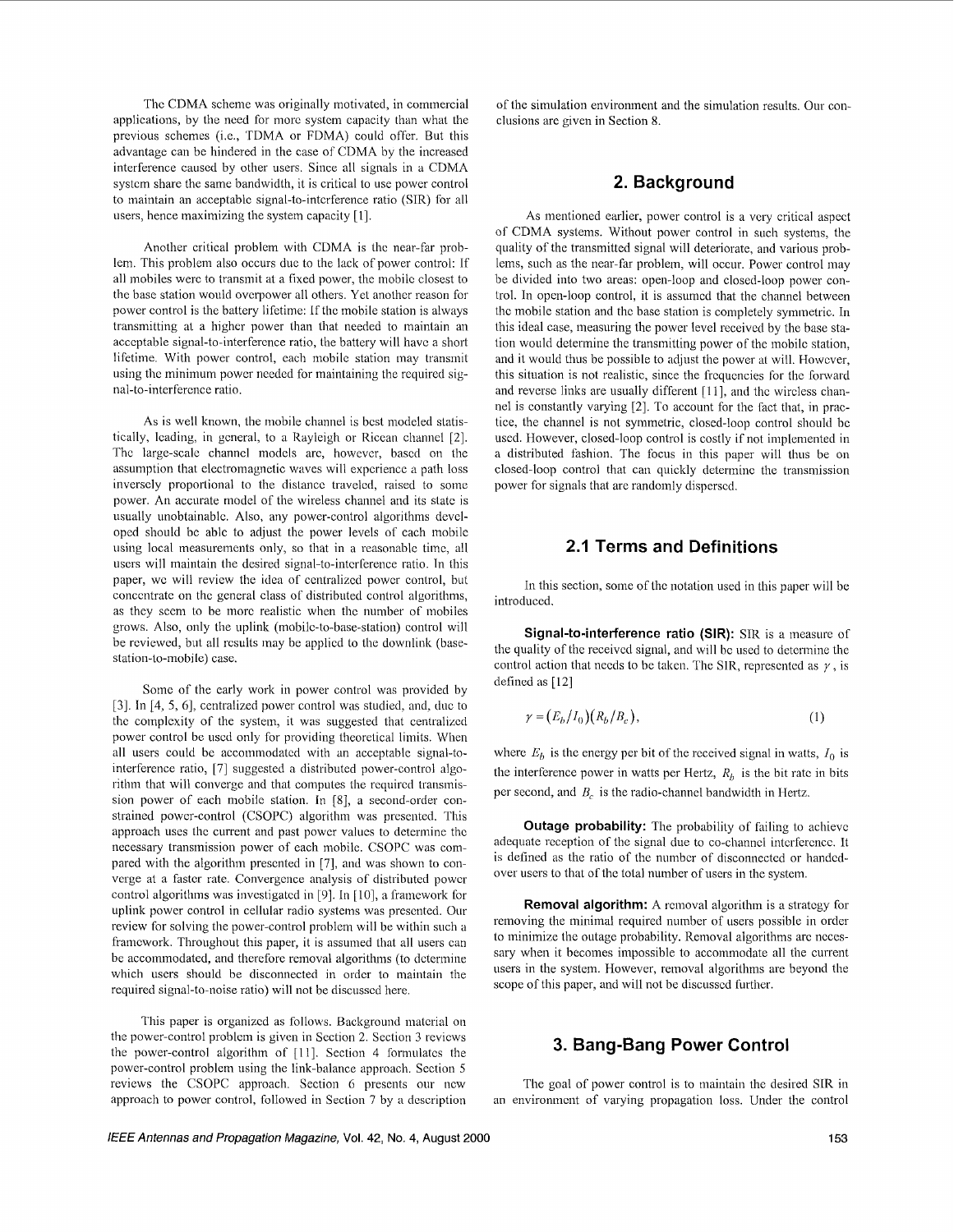The CDMA scheme was originally motivated, in commercial applications, by the need for more system capacity than what the previous schemes (i.e., TDMA or FDMA) could offer. But this advantage can be hindered in the case of CDMA by the increased interference caused by other users. Since all signals in a CDMA system share the same bandwidth, it is critical to use power control to maintain an acceptable signal-to-interference ratio (SIR) for all users, hence maximizing the system capacity [1].

Another critical problem with CDMA is the near-far problem. This problem also occurs due to the lack of power control: If all mobiles were to transmit at a fixed power, the mobile closest to the base station would overpower all others. Yet another reason for power control is the battery lifetime: If the mobile station is always transmitting at a higher power than that needed to maintain an acceptable signal-to-interference ratio, the battery will have a short lifetime. With power control, each mobile station may transmit using the minimum power needed for maintaining the required signal-to-interference ratio.

As is well known, the mobile channel is best modeled statistically, leading, in general, to a Rayleigh or Ricean channel [2]. The large-scale channel models are, however, based on the assumption that electromagnetic waves will experience a path loss inversely proportional to the distance traveled, raised to some power. An accurate model of the wireless channel and its state is usually unobtainable. Also, any power-control algorithms developed should be able to adjust the power levels of each mobile using local measurements only, so that in a reasonable time, all users will maintain the desired signal-to-interference ratio. In this paper, we will review the idea of centralized power control, but concentrate on the general class of distributed control algorithms, as they seem to be more realistic when the number of mobiles grows. Also, only the uplink (mobile-to-base-station) control will be reviewed, but all results may be applied to the downlink (base-station-to-mobile) case.

Some of the early work in power control was provided by [3]. In [4, 5, 6], centralized power control was studied, and, due to the complexity of the system, it was suggested that centralized power control be used only for providing theoretical limits. When all users could be accommodated with an acceptable signal-to-interference ratio, [7] suggested a distributed power-control algorithm that will converge and that computes the required transmission power of each mobile station. In [8], a second-order constrained power-control (CSOPC) algorithm was presented. This approach uses the current and past power values to determine the necessary transmission power of each mobile. CSOPC was compared with the algorithm presented in [7], and was shown to converge at a faster rate. Convergence analysis of distributed power control algorithms was investigated in [9]. In [10], a framework for uplink power control in cellular radio systems was presented. Our review for solving the power-control problem will be within such a framework. Throughout this paper, it is assumed that all users can be accommodated, and therefore removal algorithms (to determine which users should be disconnected in order to maintain the required signal-to-noise ratio) will not be discussed here.

This paper is organized as follows. Background material on the power-control problem is given in Section 2. Section 3 reviews the power-control algorithm of [11]. Section 4 formulates the power-control problem using the link-balance approach. Section 5 reviews the CSOPC approach. Section 6 presents our new approach to power control, followed in Section 7 by a description of the simulation environment and the simulation results. Our conclusions are given in Section 8.

## 2. Background

As mentioned earlier, power control is a very critical aspect of CDMA systems. Without power control in such systems, the quality of the transmitted signal will deteriorate, and various problems, such as the near-far problem, will occur. Power control may be divided into two areas: open-loop and closed-loop power control. In open-loop control, it is assumed that the channel between the mobile station and the base station is completely symmetric. In this ideal case, measuring the power level received by the base station would determine the transmitting power of the mobile station, and it would thus be possible to adjust the power at will. However, this situation is not realistic, since the frequencies for the forward and reverse links are usually different [11], and the wireless channel is constantly varying [2]. To account for the fact that, in practice, the channel is not symmetric, closed-loop control should be used. However, closed-loop control is costly if not implemented in a distributed fashion. The focus in this paper will thus be on closed-loop control that can quickly determine the transmission power for signals that are randomly dispersed.

## 2.1 Terms and Definitions

In this section, some of the notation used in this paper will be introduced.

**Signal-to-interference ratio (SIR):** SIR is a measure of the quality of the received signal, and will be used to determine the control action that needs to be taken. The SIR, represented as $\gamma$, is defined as [12]

$$\gamma = (E_b/I_0)(R_b/B_c), \tag{1}$$

where $E_b$ is the energy per bit of the received signal in watts, $I_0$ is the interference power in watts per Hertz, $R_b$ is the bit rate in bits per second, and $B_c$ is the radio-channel bandwidth in Hertz.

**Outage probability:** The probability of failing to achieve adequate reception of the signal due to co-channel interference. It is defined as the ratio of the number of disconnected or handed-over users to that of the total number of users in the system.

**Removal algorithm:** A removal algorithm is a strategy for removing the minimal required number of users possible in order to minimize the outage probability. Removal algorithms are necessary when it becomes impossible to accommodate all the current users in the system. However, removal algorithms are beyond the scope of this paper, and will not be discussed further.

## 3. Bang-Bang Power Control

The goal of power control is to maintain the desired SIR in an environment of varying propagation loss. Under the control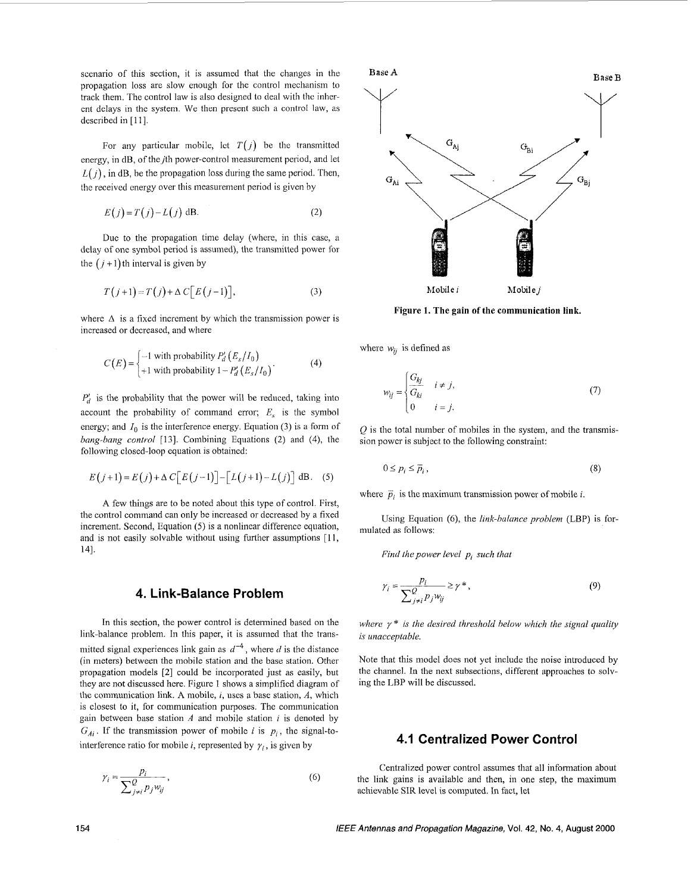scenario of this section, it is assumed that the changes in the propagation loss are slow enough for the control mechanism to track them. The control law is also designed to deal with the inherent delays in the system. We then present such a control law, as described in [11].

For any particular mobile, let $T(j)$ be the transmitted energy, in dB, of the $j$th power-control measurement period, and let $L(j)$, in dB, be the propagation loss during the same period. Then, the received energy over this measurement period is given by

$$E(j) = T(j) - L(j) \text{ dB.} \tag{2}$$

Due to the propagation time delay (where, in this case, a delay of one symbol period is assumed), the transmitted power for the $(j+1)$th interval is given by

$$T(j+1) = T(j) + \Delta\, C\left[E(j-1)\right], \tag{3}$$

where $\Delta$ is a fixed increment by which the transmission power is increased or decreased, and where

$$C(E) = \begin{cases} -1 \text{ with probability } P_d'\left(E_s/I_0\right) \\ +1 \text{ with probability } 1 - P_d'\left(E_s/I_0\right) \end{cases}. \tag{4}$$

$P_d'$ is the probability that the power will be reduced, taking into account the probability of command error; $E_s$ is the symbol energy; and $I_0$ is the interference energy. Equation (3) is a form of *bang-bang control* [13]. Combining Equations (2) and (4), the following closed-loop equation is obtained:

$$E(j+1) = E(j) + \Delta\, C\left[E(j-1)\right] - \left[L(j+1) - L(j)\right] \text{ dB.} \tag{5}$$

A few things are to be noted about this type of control. First, the control command can only be increased or decreased by a fixed increment. Second, Equation (5) is a nonlinear difference equation, and is not easily solvable without using further assumptions [11, 14].

## 4. Link-Balance Problem

In this section, the power control is determined based on the link-balance problem. In this paper, it is assumed that the transmitted signal experiences link gain as $d^{-4}$, where $d$ is the distance (in meters) between the mobile station and the base station. Other propagation models [2] could be incorporated just as easily, but they are not discussed here. Figure 1 shows a simplified diagram of the communication link. A mobile, $i$, uses a base station, $A$, which is closest to it, for communication purposes. The communication gain between base station $A$ and mobile station $i$ is denoted by $G_{Ai}$. If the transmission power of mobile $i$ is $p_i$, the signal-to-interference ratio for mobile $i$, represented by $\gamma_i$, is given by

$$\gamma_i = \frac{p_i}{\sum_{j \neq i}^{Q} p_j w_{ij}}, \tag{6}$$

**Figure 1. The gain of the communication link.**

where $w_{ij}$ is defined as

$$w_{ij} = \begin{cases} \dfrac{G_{kj}}{G_{ki}} & i \neq j, \\ 0 & i = j. \end{cases} \tag{7}$$

$Q$ is the total number of mobiles in the system, and the transmission power is subject to the following constraint:

$$0 \leq p_i \leq \bar{p}_i, \tag{8}$$

where $\bar{p}_i$ is the maximum transmission power of mobile $i$.

Using Equation (6), the *link-balance problem* (LBP) is formulated as follows:

*Find the power level $p_i$ such that*

$$\gamma_i = \frac{p_i}{\sum_{j \neq i}^{Q} p_j w_{ij}} \geq \gamma^*, \tag{9}$$

*where $\gamma^*$ is the desired threshold below which the signal quality is unacceptable.*

Note that this model does not yet include the noise introduced by the channel. In the next subsections, different approaches to solving the LBP will be discussed.

### 4.1 Centralized Power Control

Centralized power control assumes that all information about the link gains is available and then, in one step, the maximum achievable SIR level is computed. In fact, let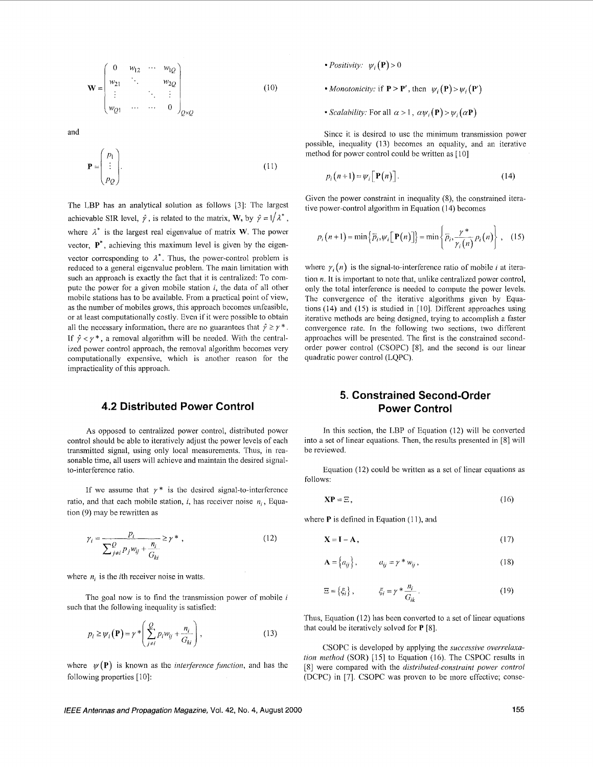$$
\mathbf{W} = \begin{pmatrix} 0 & w_{12} & \cdots & w_{1Q} \\ w_{21} & \ddots & & w_{2Q} \\ \vdots & & \ddots & \vdots \\ w_{Q1} & \cdots & \cdots & 0 \end{pmatrix}_{Q \times Q} \tag{10}
$$

and

$$
\mathbf{P} = \begin{pmatrix} p_1 \\ \vdots \\ p_Q \end{pmatrix}. \tag{11}
$$

The LBP has an analytical solution as follows [3]: The largest achievable SIR level, $\hat{\gamma}$, is related to the matrix, $\mathbf{W}$, by $\hat{\gamma} = 1/\lambda^*$, where $\lambda^*$ is the largest real eigenvalue of matrix $\mathbf{W}$. The power vector, $\mathbf{P}^*$, achieving this maximum level is given by the eigenvector corresponding to $\lambda^*$. Thus, the power-control problem is reduced to a general eigenvalue problem. The main limitation with such an approach is exactly the fact that it is centralized: To compute the power for a given mobile station $i$, the data of all other mobile stations has to be available. From a practical point of view, as the number of mobiles grows, this approach becomes unfeasible, or at least computationally costly. Even if it were possible to obtain all the necessary information, there are no guarantees that $\hat{\gamma} \geq \gamma^*$. If $\hat{\gamma} < \gamma^*$, a removal algorithm will be needed. With the centralized power control approach, the removal algorithm becomes very computationally expensive, which is another reason for the impracticality of this approach.

## 4.2 Distributed Power Control

As opposed to centralized power control, distributed power control should be able to iteratively adjust the power levels of each transmitted signal, using only local measurements. Thus, in reasonable time, all users will achieve and maintain the desired signal-to-interference ratio.

If we assume that $\gamma^*$ is the desired signal-to-interference ratio, and that each mobile station, $i$, has receiver noise $n_i$, Equation (9) may be rewritten as

$$
\gamma_i = \frac{p_i}{\sum_{j \neq i}^{Q} p_j w_{ij} + \frac{n_i}{G_{ki}}} \geq \gamma^*, \tag{12}
$$

where $n_i$ is the $i$th receiver noise in watts.

The goal now is to find the transmission power of mobile $i$ such that the following inequality is satisfied:

$$
p_i \geq \psi_i(\mathbf{P}) = \gamma^* \left( \sum_{j \neq i}^{Q} p_i w_{ij} + \frac{n_i}{G_{ki}} \right), \tag{13}
$$

where $\psi(\mathbf{P})$ is known as the *interference function*, and has the following properties [10]:

- *Positivity:* $\psi_i(\mathbf{P}) > 0$
- *Monotonicity:* if $\mathbf{P} > \mathbf{P}'$, then $\psi_i(\mathbf{P}) > \psi_i(\mathbf{P}')$
- *Scalability:* For all $\alpha > 1$, $\alpha \psi_i(\mathbf{P}) > \psi_i(\alpha \mathbf{P})$

Since it is desired to use the minimum transmission power possible, inequality (13) becomes an equality, and an iterative method for power control could be written as [10]

$$
p_i(n+1) = \psi_i[\mathbf{P}(n)]. \tag{14}
$$

Given the power constraint in inequality (8), the constrained iterative power-control algorithm in Equation (14) becomes

$$
p_i(n+1) = \min\{\bar{p}_i, \psi_i[\mathbf{P}(n)]\} = \min\left\{\bar{p}_i, \frac{\gamma^*}{\gamma_i(n)} p_i(n)\right\}, \tag{15}
$$

where $\gamma_i(n)$ is the signal-to-interference ratio of mobile $i$ at iteration $n$. It is important to note that, unlike centralized power control, only the total interference is needed to compute the power levels. The convergence of the iterative algorithms given by Equations (14) and (15) is studied in [10]. Different approaches using iterative methods are being designed, trying to accomplish a faster convergence rate. In the following two sections, two different approaches will be presented. The first is the constrained second-order power control (CSOPC) [8], and the second is our linear quadratic power control (LQPC).

# 5. Constrained Second-Order Power Control

In this section, the LBP of Equation (12) will be converted into a set of linear equations. Then, the results presented in [8] will be reviewed.

Equation (12) could be written as a set of linear equations as follows:

$$
\mathbf{XP} = \Xi, \tag{16}
$$

where $\mathbf{P}$ is defined in Equation (11), and

$$
\mathbf{X} = \mathbf{I} - \mathbf{A}, \tag{17}
$$

$$
\mathbf{A} = \{a_{ij}\}, \qquad a_{ij} = \gamma^* w_{ij}, \tag{18}
$$

$$
\Xi = \{\xi_i\}, \qquad \xi_i = \gamma^* \frac{n_i}{G_{ik}}. \tag{19}
$$

Thus, Equation (12) has been converted to a set of linear equations that could be iteratively solved for $\mathbf{P}$ [8].

CSOPC is developed by applying the *successive overrelaxation method* (SOR) [15] to Equation (16). The CSPOC results in [8] were compared with the *distributed-constraint power control* (DCPC) in [7]. CSOPC was proven to be more effective; conse-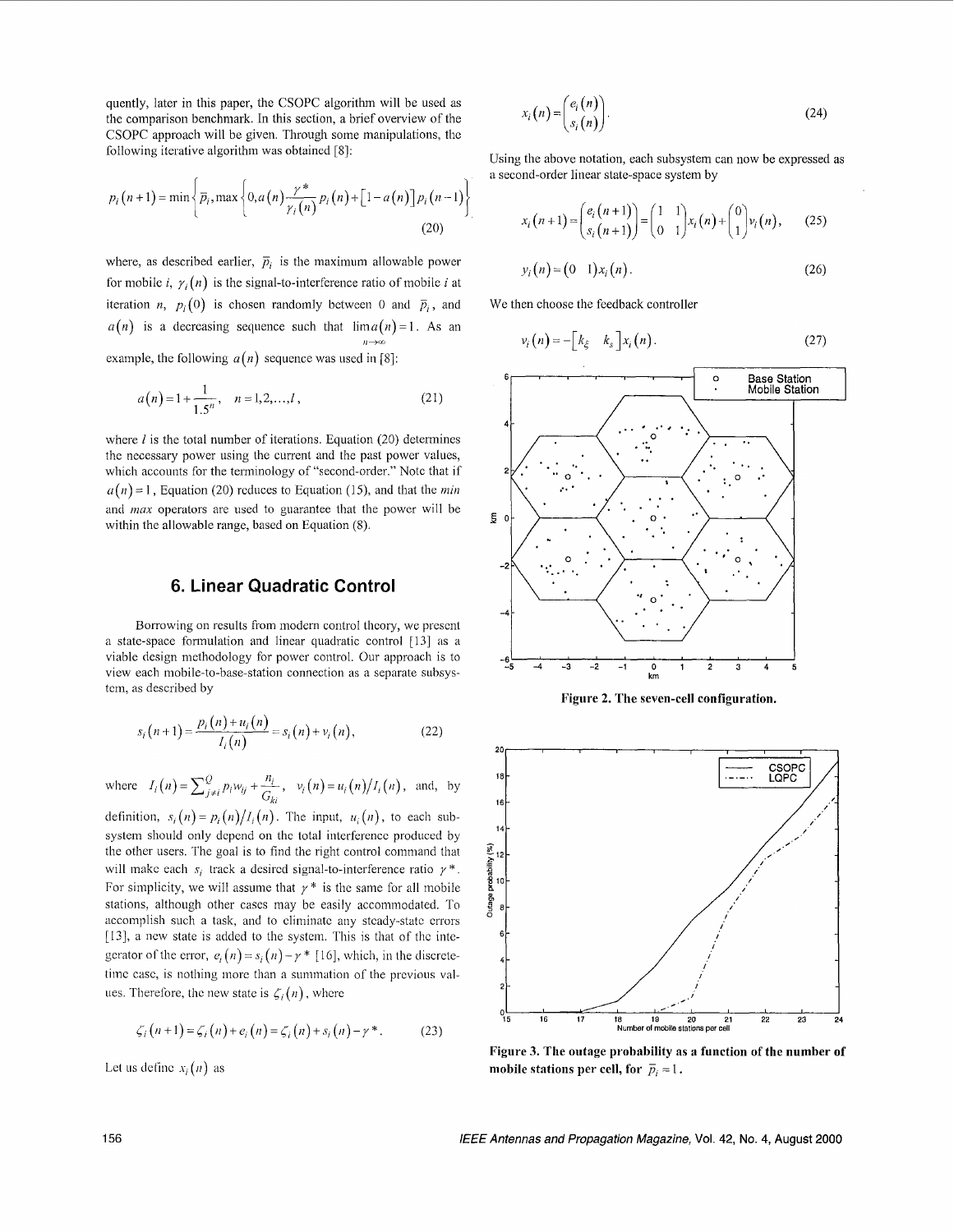quently, later in this paper, the CSOPC algorithm will be used as the comparison benchmark. In this section, a brief overview of the CSOPC approach will be given. Through some manipulations, the following iterative algorithm was obtained [8]:

$$p_i(n+1) = \min\left\{\bar{p}_i, \max\left\{0, a(n)\frac{\gamma^*}{\gamma_i(n)}p_i(n) + \left[1-a(n)\right]p_i(n-1)\right\}\right\} \tag{20}$$

where, as described earlier, $\bar{p}_i$ is the maximum allowable power for mobile $i$, $\gamma_i(n)$ is the signal-to-interference ratio of mobile $i$ at iteration $n$, $p_i(0)$ is chosen randomly between 0 and $\bar{p}_i$, and $a(n)$ is a decreasing sequence such that $\lim_{n\to\infty} a(n) = 1$. As an example, the following $a(n)$ sequence was used in [8]:

$$a(n) = 1 + \frac{1}{1.5^n}, \quad n = 1, 2, \ldots, l, \tag{21}$$

where $l$ is the total number of iterations. Equation (20) determines the necessary power using the current and the past power values, which accounts for the terminology of "second-order." Note that if $a(n) = 1$, Equation (20) reduces to Equation (15), and that the *min* and *max* operators are used to guarantee that the power will be within the allowable range, based on Equation (8).

## 6. Linear Quadratic Control

Borrowing on results from modern control theory, we present a state-space formulation and linear quadratic control [13] as a viable design methodology for power control. Our approach is to view each mobile-to-base-station connection as a separate subsystem, as described by

$$s_i(n+1) = \frac{p_i(n) + u_i(n)}{I_i(n)} = s_i(n) + v_i(n), \tag{22}$$

where $I_i(n) = \sum_{j \neq i}^{Q} p_i w_{ij} + \frac{n_i}{G_{ki}}$, $v_i(n) = u_i(n)/I_i(n)$, and, by definition, $s_i(n) = p_i(n)/I_i(n)$. The input, $u_i(n)$, to each subsystem should only depend on the total interference produced by the other users. The goal is to find the right control command that will make each $s_i$ track a desired signal-to-interference ratio $\gamma^*$. For simplicity, we will assume that $\gamma^*$ is the same for all mobile stations, although other cases may be easily accommodated. To accomplish such a task, and to eliminate any steady-state errors [13], a new state is added to the system. This is that of the integrator of the error, $e_i(n) = s_i(n) - \gamma^*$ [16], which, in the discrete-time case, is nothing more than a summation of the previous values. Therefore, the new state is $\zeta_i(n)$, where

$$\zeta_i(n+1) = \zeta_i(n) + e_i(n) = \zeta_i(n) + s_i(n) - \gamma^*. \tag{23}$$

Let us define $x_i(n)$ as

$$x_i(n) = \begin{pmatrix} e_i(n) \\ s_i(n) \end{pmatrix}. \tag{24}$$

Using the above notation, each subsystem can now be expressed as a second-order linear state-space system by

$$x_i(n+1) = \begin{pmatrix} e_i(n+1) \\ s_i(n+1) \end{pmatrix} = \begin{pmatrix} 1 & 1 \\ 0 & 1 \end{pmatrix} x_i(n) + \begin{pmatrix} 0 \\ 1 \end{pmatrix} v_i(n), \tag{25}$$

$$y_i(n) = \begin{pmatrix} 0 & 1 \end{pmatrix} x_i(n). \tag{26}$$

We then choose the feedback controller

$$v_i(n) = -\begin{bmatrix} k_\xi & k_s \end{bmatrix} x_i(n). \tag{27}$$

**Figure 2. The seven-cell configuration.**

**Figure 3. The outage probability as a function of the number of mobile stations per cell, for $\bar{p}_i = 1$.**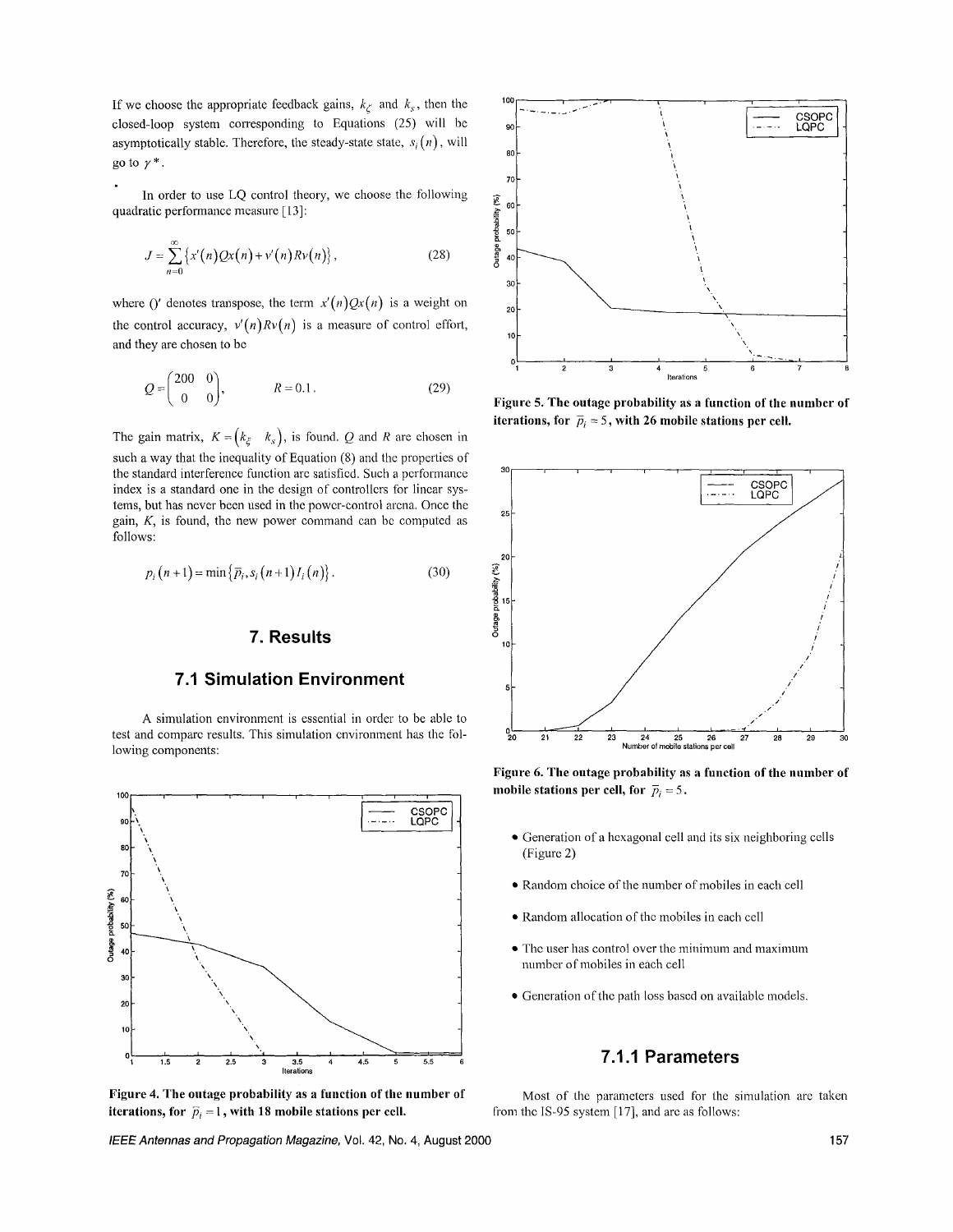If we choose the appropriate feedback gains, $k_{\xi}$ and $k_s$, then the closed-loop system corresponding to Equations (25) will be asymptotically stable. Therefore, the steady-state state, $s_i(n)$, will go to $\gamma^*$.

In order to use LQ control theory, we choose the following quadratic performance measure [13]:

$$J = \sum_{n=0}^{\infty} \left\{ x'(n) Q x(n) + v'(n) R v(n) \right\}, \tag{28}$$

where $()'$ denotes transpose, the term $x'(n)Qx(n)$ is a weight on the control accuracy, $v'(n)Rv(n)$ is a measure of control effort, and they are chosen to be

$$Q = \begin{pmatrix} 200 & 0 \\ 0 & 0 \end{pmatrix}, \qquad R = 0.1. \tag{29}$$

The gain matrix, $K = \begin{pmatrix} k_{\xi} & k_s \end{pmatrix}$, is found. $Q$ and $R$ are chosen in such a way that the inequality of Equation (8) and the properties of the standard interference function are satisfied. Such a performance index is a standard one in the design of controllers for linear systems, but has never been used in the power-control arena. Once the gain, $K$, is found, the new power command can be computed as follows:

$$p_i(n+1) = \min\left\{ \bar{p}_i, s_i(n+1) I_i(n) \right\}. \tag{30}$$

## 7. Results

### 7.1 Simulation Environment

A simulation environment is essential in order to be able to test and compare results. This simulation environment has the following components:

- Generation of a hexagonal cell and its six neighboring cells (Figure 2)
- Random choice of the number of mobiles in each cell
- Random allocation of the mobiles in each cell
- The user has control over the minimum and maximum number of mobiles in each cell
- Generation of the path loss based on available models.

**Figure 4. The outage probability as a function of the number of iterations, for $\bar{p}_i = 1$, with 18 mobile stations per cell.**

**Figure 5. The outage probability as a function of the number of iterations, for $\bar{p}_i = 5$, with 26 mobile stations per cell.**

**Figure 6. The outage probability as a function of the number of mobile stations per cell, for $\bar{p}_i = 5$.**

#### 7.1.1 Parameters

Most of the parameters used for the simulation are taken from the IS-95 system [17], and are as follows: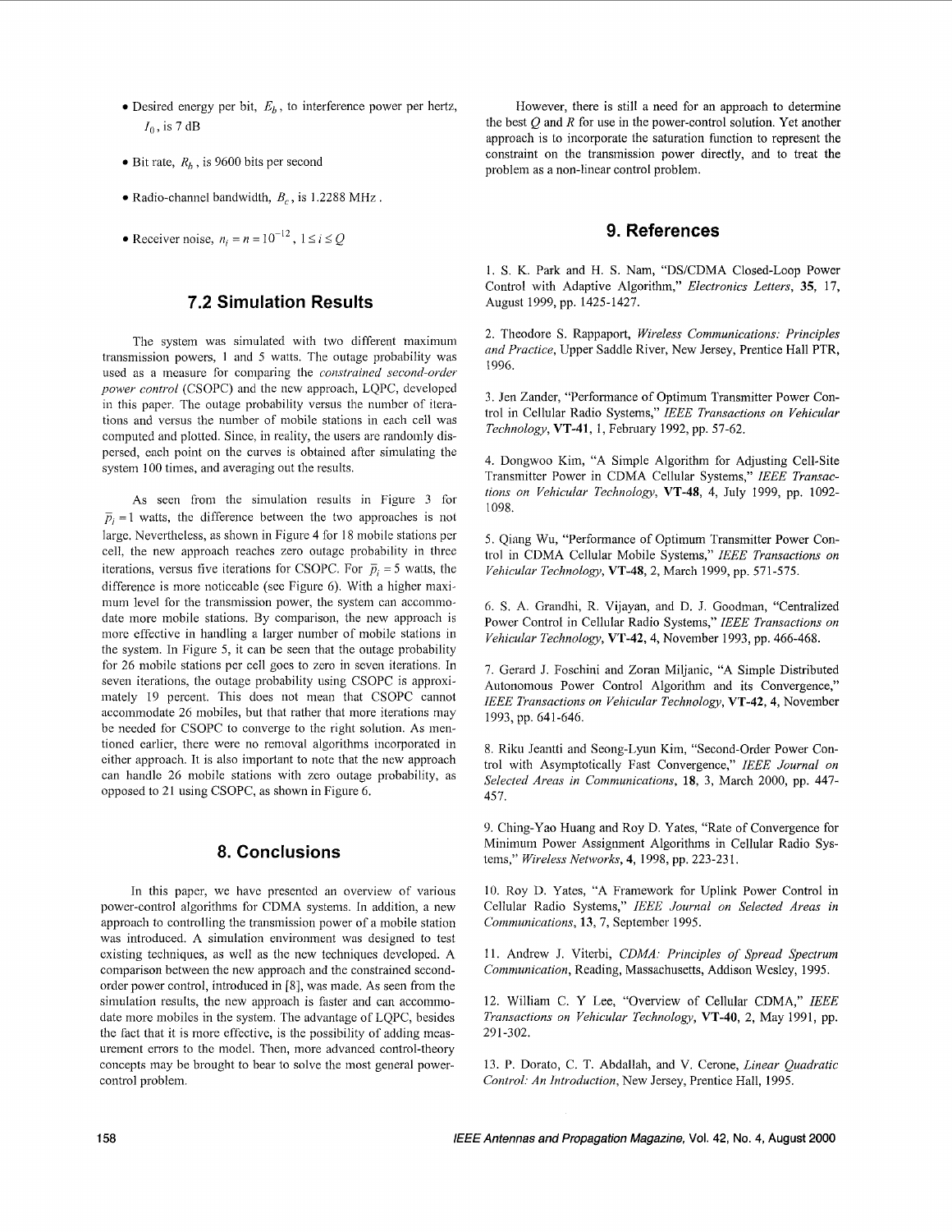- Desired energy per bit, $E_b$, to interference power per hertz, $I_0$, is 7 dB

- Bit rate, $R_b$, is 9600 bits per second

- Radio-channel bandwidth, $B_c$, is 1.2288 MHz.

- Receiver noise, $n_i = n = 10^{-12}$, $1 \le i \le Q$

## 7.2 Simulation Results

The system was simulated with two different maximum transmission powers, 1 and 5 watts. The outage probability was used as a measure for comparing the *constrained second-order power control* (CSOPC) and the new approach, LQPC, developed in this paper. The outage probability versus the number of iterations and versus the number of mobile stations in each cell was computed and plotted. Since, in reality, the users are randomly dispersed, each point on the curves is obtained after simulating the system 100 times, and averaging out the results.

As seen from the simulation results in Figure 3 for $\bar{p}_i = 1$ watts, the difference between the two approaches is not large. Nevertheless, as shown in Figure 4 for 18 mobile stations per cell, the new approach reaches zero outage probability in three iterations, versus five iterations for CSOPC. For $\bar{p}_i = 5$ watts, the difference is more noticeable (see Figure 6). With a higher maximum level for the transmission power, the system can accommodate more mobile stations. By comparison, the new approach is more effective in handling a larger number of mobile stations in the system. In Figure 5, it can be seen that the outage probability for 26 mobile stations per cell goes to zero in seven iterations. In seven iterations, the outage probability using CSOPC is approximately 19 percent. This does not mean that CSOPC cannot accommodate 26 mobiles, but that rather that more iterations may be needed for CSOPC to converge to the right solution. As mentioned earlier, there were no removal algorithms incorporated in either approach. It is also important to note that the new approach can handle 26 mobile stations with zero outage probability, as opposed to 21 using CSOPC, as shown in Figure 6.

## 8. Conclusions

In this paper, we have presented an overview of various power-control algorithms for CDMA systems. In addition, a new approach to controlling the transmission power of a mobile station was introduced. A simulation environment was designed to test existing techniques, as well as the new techniques developed. A comparison between the new approach and the constrained second-order power control, introduced in [8], was made. As seen from the simulation results, the new approach is faster and can accommodate more mobiles in the system. The advantage of LQPC, besides the fact that it is more effective, is the possibility of adding measurement errors to the model. Then, more advanced control-theory concepts may be brought to bear to solve the most general power-control problem.

However, there is still a need for an approach to determine the best $Q$ and $R$ for use in the power-control solution. Yet another approach is to incorporate the saturation function to represent the constraint on the transmission power directly, and to treat the problem as a non-linear control problem.

## 9. References

1. S. K. Park and H. S. Nam, "DS/CDMA Closed-Loop Power Control with Adaptive Algorithm," *Electronics Letters*, **35**, 17, August 1999, pp. 1425-1427.

2. Theodore S. Rappaport, *Wireless Communications: Principles and Practice*, Upper Saddle River, New Jersey, Prentice Hall PTR, 1996.

3. Jen Zander, "Performance of Optimum Transmitter Power Control in Cellular Radio Systems," *IEEE Transactions on Vehicular Technology*, **VT-41**, 1, February 1992, pp. 57-62.

4. Dongwoo Kim, "A Simple Algorithm for Adjusting Cell-Site Transmitter Power in CDMA Cellular Systems," *IEEE Transactions on Vehicular Technology*, **VT-48**, 4, July 1999, pp. 1092-1098.

5. Qiang Wu, "Performance of Optimum Transmitter Power Control in CDMA Cellular Mobile Systems," *IEEE Transactions on Vehicular Technology*, **VT-48**, 2, March 1999, pp. 571-575.

6. S. A. Grandhi, R. Vijayan, and D. J. Goodman, "Centralized Power Control in Cellular Radio Systems," *IEEE Transactions on Vehicular Technology*, **VT-42**, 4, November 1993, pp. 466-468.

7. Gerard J. Foschini and Zoran Miljanic, "A Simple Distributed Autonomous Power Control Algorithm and its Convergence," *IEEE Transactions on Vehicular Technology*, **VT-42**, 4, November 1993, pp. 641-646.

8. Riku Jeantti and Seong-Lyun Kim, "Second-Order Power Control with Asymptotically Fast Convergence," *IEEE Journal on Selected Areas in Communications*, **18**, 3, March 2000, pp. 447-457.

9. Ching-Yao Huang and Roy D. Yates, "Rate of Convergence for Minimum Power Assignment Algorithms in Cellular Radio Systems," *Wireless Networks*, **4**, 1998, pp. 223-231.

10. Roy D. Yates, "A Framework for Uplink Power Control in Cellular Radio Systems," *IEEE Journal on Selected Areas in Communications*, **13**, 7, September 1995.

11. Andrew J. Viterbi, *CDMA: Principles of Spread Spectrum Communication*, Reading, Massachusetts, Addison Wesley, 1995.

12. William C. Y Lee, "Overview of Cellular CDMA," *IEEE Transactions on Vehicular Technology*, **VT-40**, 2, May 1991, pp. 291-302.

13. P. Dorato, C. T. Abdallah, and V. Cerone, *Linear Quadratic Control: An Introduction*, New Jersey, Prentice Hall, 1995.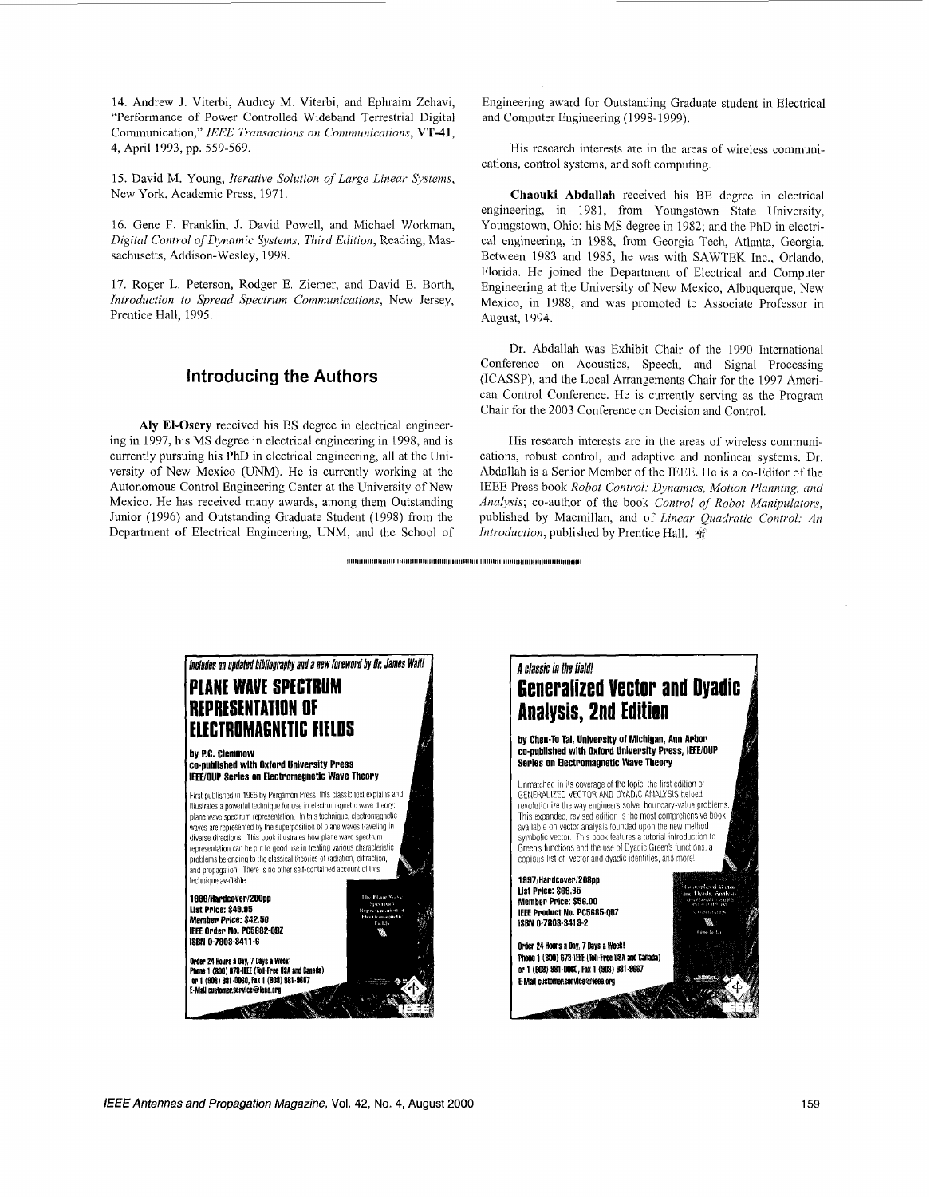14. Andrew J. Viterbi, Audrey M. Viterbi, and Ephraim Zehavi, "Performance of Power Controlled Wideband Terrestrial Digital Communication," *IEEE Transactions on Communications*, **VT-41**, 4, April 1993, pp. 559-569.

15. David M. Young, *Iterative Solution of Large Linear Systems*, New York, Academic Press, 1971.

16. Gene F. Franklin, J. David Powell, and Michael Workman, *Digital Control of Dynamic Systems, Third Edition*, Reading, Massachusetts, Addison-Wesley, 1998.

17. Roger L. Peterson, Rodger E. Ziemer, and David E. Borth, *Introduction to Spread Spectrum Communications*, New Jersey, Prentice Hall, 1995.

## Introducing the Authors

**Aly El-Osery** received his BS degree in electrical engineering in 1997, his MS degree in electrical engineering in 1998, and is currently pursuing his PhD in electrical engineering, all at the University of New Mexico (UNM). He is currently working at the Autonomous Control Engineering Center at the University of New Mexico. He has received many awards, among them Outstanding Junior (1996) and Outstanding Graduate Student (1998) from the Department of Electrical Engineering, UNM, and the School of Engineering award for Outstanding Graduate student in Electrical and Computer Engineering (1998-1999).

His research interests are in the areas of wireless communications, control systems, and soft computing.

**Chaouki Abdallah** received his BE degree in electrical engineering, in 1981, from Youngstown State University, Youngstown, Ohio; his MS degree in 1982; and the PhD in electrical engineering, in 1988, from Georgia Tech, Atlanta, Georgia. Between 1983 and 1985, he was with SAWTEK Inc., Orlando, Florida. He joined the Department of Electrical and Computer Engineering at the University of New Mexico, Albuquerque, New Mexico, in 1988, and was promoted to Associate Professor in August, 1994.

Dr. Abdallah was Exhibit Chair of the 1990 International Conference on Acoustics, Speech, and Signal Processing (ICASSP), and the Local Arrangements Chair for the 1997 American Control Conference. He is currently serving as the Program Chair for the 2003 Conference on Decision and Control.

His research interests are in the areas of wireless communications, robust control, and adaptive and nonlinear systems. Dr. Abdallah is a Senior Member of the IEEE. He is a co-Editor of the IEEE Press book *Robot Control: Dynamics, Motion Planning, and Analysis*; co-author of the book *Control of Robot Manipulators*, published by Macmillan, and of *Linear Quadratic Control: An Introduction*, published by Prentice Hall.

*Includes an updated bibliography and a new foreword by Dr. James Wait!*

### PLANE WAVE SPECTRUM REPRESENTATION OF ELECTROMAGNETIC FIELDS

**by P.C. Clemmow**
**co-published with Oxford University Press**
**IEEE/OUP Series on Electromagnetic Wave Theory**

First published in 1966 by Pergamon Press, this classic text explains and illustrates a powerful technique for use in electromagnetic wave theory: plane wave spectrum representation. In this technique, electromagnetic waves are represented by the superposition of plane waves traveling in diverse directions. This book illustrates how plane wave spectrum representation can be put to good use in treating various characteristic problems belonging to the classical theories of radiation, diffraction, and propagation. There is no other self-contained account of this technique available.

**1996/Hardcover/200pp**
**List Price: $49.95**
**Member Price: $42.50**
**IEEE Order No. PC5682-QBZ**
**ISBN 0-7803-3411-6**

**Order 24 Hours a Day, 7 Days a Week!**
**Phone 1 (800) 678-IEEE (Toll-Free USA and Canada)**
**or 1 (908) 981-0060, Fax 1 (908) 981-9667**
**E-Mail customer.service@ieee.org**

*A classic in the field!*

### Generalized Vector and Dyadic Analysis, 2nd Edition

**by Chen-To Tai, University of Michigan, Ann Arbor**
**co-published with Oxford University Press, IEEE/OUP Series on Electromagnetic Wave Theory**

Unmatched in its coverage of the topic, the first edition of GENERALIZED VECTOR AND DYADIC ANALYSIS helped revolutionize the way engineers solve boundary-value problems. This expanded, revised edition is the most comprehensive book available on vector analysis founded upon the new method symbolic vector. This book features a tutorial introduction to Green's functions and the use of Dyadic Green's functions, a copious list of vector and dyadic identities, and more!

**1997/Hardcover/208pp**
**List Price: $69.95**
**Member Price: $56.00**
**IEEE Product No. PC5685-QBZ**
**ISBN 0-7803-3413-2**

**Order 24 Hours a Day, 7 Days a Week!**
**Phone 1 (800) 678-IEEE (Toll-Free USA and Canada)**
**or 1 (908) 981-0060, Fax 1 (908) 981-9667**
**E-Mail customer.service@ieee.org**